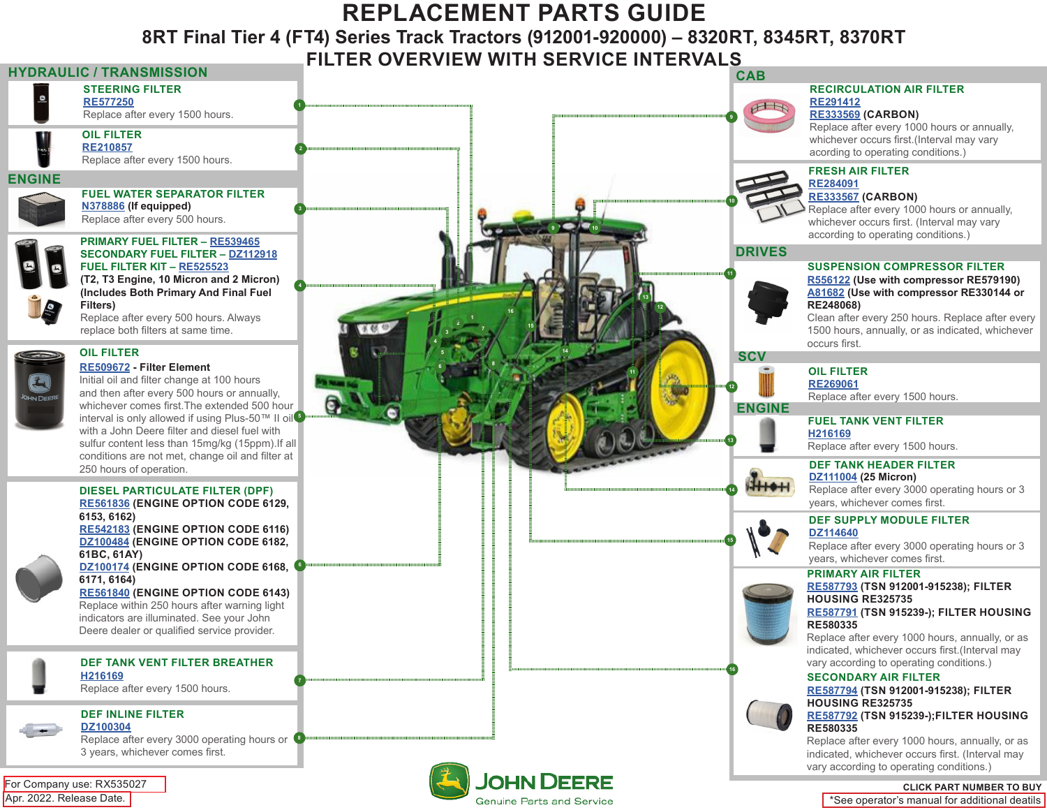# REPLACEMENT PARTS GUIDE

## 8RT Final Tier 4 (FT4) Series Track Tractors (912001-920000) – 8320RT, 8345RT, 8370RT

## FILTER OVERVIEW WITH SERVICE INTERVALS

### HYDRAULIC / TRANSMISSION

**1 – STEERING FILTER**
RE577250
Replace after every 1500 hours.

**2 – OIL FILTER**
RE210857
Replace after every 1500 hours.

### ENGINE

**3 – FUEL WATER SEPARATOR FILTER**
N378886 **(If equipped)**
Replace after every 500 hours.

**4 – PRIMARY FUEL FILTER – RE539465**
**SECONDARY FUEL FILTER – DZ112918**
**FUEL FILTER KIT – RE525523**
**(T2, T3 Engine, 10 Micron and 2 Micron) (Includes Both Primary And Final Fuel Filters)**
Replace after every 500 hours. Always replace both filters at same time.

**5 – OIL FILTER**
RE509672 **- Filter Element**
Initial oil and filter change at 100 hours and then after every 500 hours or annually, whichever comes first.The extended 500 hour interval is only allowed if using Plus-50™ II oil with a John Deere filter and diesel fuel with sulfur content less than 15mg/kg (15ppm).If all conditions are not met, change oil and filter at 250 hours of operation.

**6 – DIESEL PARTICULATE FILTER (DPF)**
RE561836 **(ENGINE OPTION CODE 6129, 6153, 6162)**
RE542183 **(ENGINE OPTION CODE 6116)**
DZ100484 **(ENGINE OPTION CODE 6182, 61BC, 61AY)**
DZ100174 **(ENGINE OPTION CODE 6168, 6171, 6164)**
RE561840 **(ENGINE OPTION CODE 6143)**
Replace within 250 hours after warning light indicators are illuminated. See your John Deere dealer or qualified service provider.

**7 – DEF TANK VENT FILTER BREATHER**
H216169
Replace after every 1500 hours.

**8 – DEF INLINE FILTER**
DZ100304
Replace after every 3000 operating hours or 3 years, whichever comes first.

### CAB

**9 – RECIRCULATION AIR FILTER**
RE291412
RE333569 **(CARBON)**
Replace after every 1000 hours or annually, whichever occurs first.(Interval may vary acording to operating conditions.)

**10 – FRESH AIR FILTER**
RE284091
RE333567 **(CARBON)**
Replace after every 1000 hours or annually, whichever occurs first. (Interval may vary according to operating conditions.)

### DRIVES

**11 – SUSPENSION COMPRESSOR FILTER**
R556122 **(Use with compressor RE579190)**
A81682 **(Use with compressor RE330144 or RE248068)**
Clean after every 250 hours. Replace after every 1500 hours, annually, or as indicated, whichever occurs first.

### SCV

**12 – OIL FILTER**
RE269061
Replace after every 1500 hours.

### ENGINE

**13 – FUEL TANK VENT FILTER**
H216169
Replace after every 1500 hours.

**14 – DEF TANK HEADER FILTER**
DZ111004 **(25 Micron)**
Replace after every 3000 operating hours or 3 years, whichever comes first.

**15 – DEF SUPPLY MODULE FILTER**
DZ114640
Replace after every 3000 operating hours or 3 years, whichever comes first.

**16 – PRIMARY AIR FILTER**
RE587793 **(TSN 912001-915238); FILTER HOUSING RE325735**
RE587791 **(TSN 915239-); FILTER HOUSING RE580335**
Replace after every 1000 hours, annually, or as indicated, whichever occurs first.(Interval may vary according to operating conditions.)

**SECONDARY AIR FILTER**
RE587794 **(TSN 912001-915238); FILTER HOUSING RE325735**
RE587792 **(TSN 915239-);FILTER HOUSING RE580335**
Replace after every 1000 hours, annually, or as indicated, whichever occurs first. (Interval may vary according to operating conditions.)

For Company use: RX535027
Apr. 2022. Release Date.

JOHN DEERE
Genuine Parts and Service

**CLICK PART NUMBER TO BUY**
*See operator's manual for additional deatils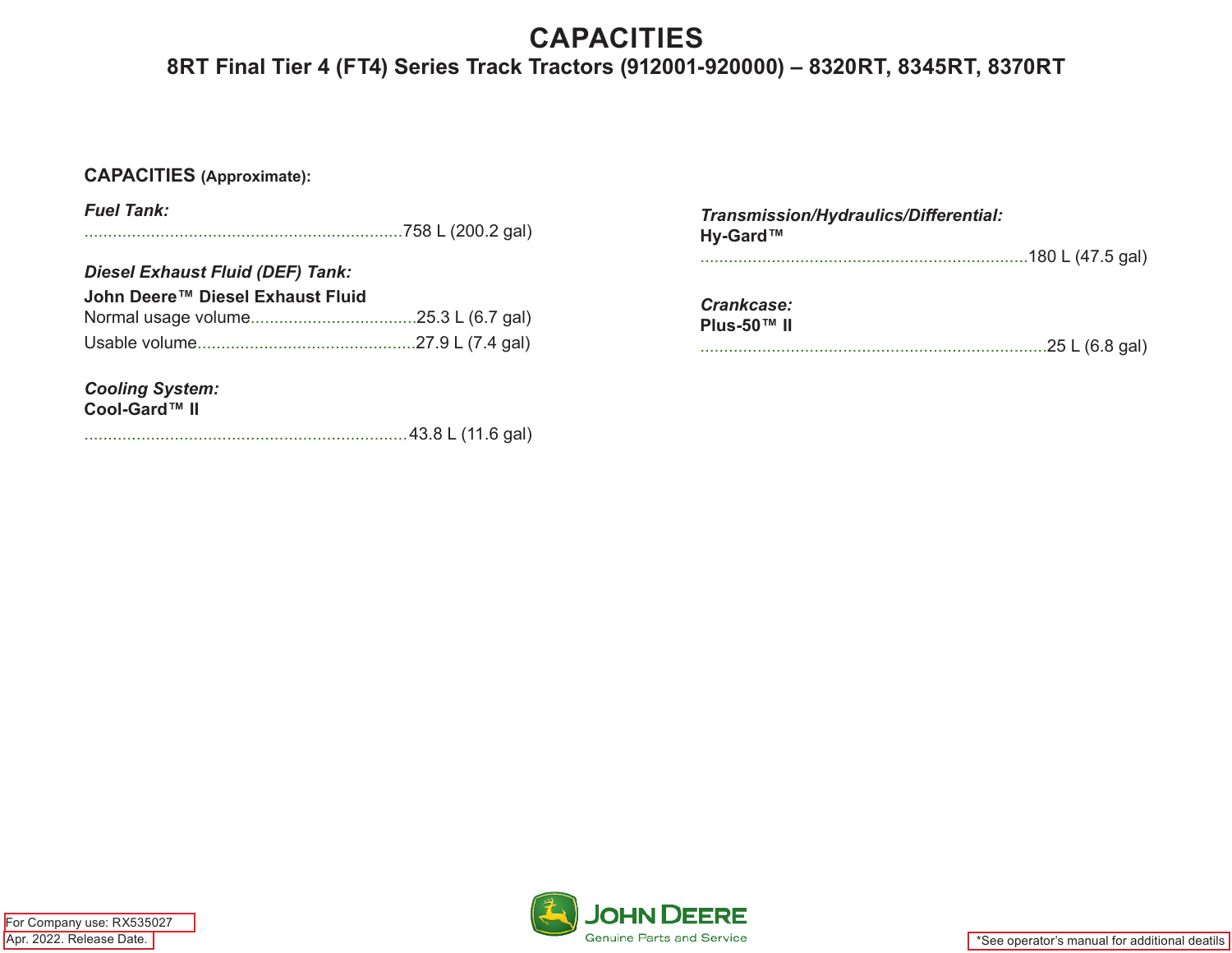# CAPACITIES

## 8RT Final Tier 4 (FT4) Series Track Tractors (912001-920000) – 8320RT, 8345RT, 8370RT

### CAPACITIES (Approximate):

***Fuel Tank:***

.....................................................................758 L (200.2 gal)

***Diesel Exhaust Fluid (DEF) Tank:***

**John Deere™ Diesel Exhaust Fluid**

Normal usage volume...................................25.3 L (6.7 gal)

Usable volume..............................................27.9 L (7.4 gal)

***Cooling System:***

**Cool-Gard™ II**

.....................................................................43.8 L (11.6 gal)

***Transmission/Hydraulics/Differential:***

**Hy-Gard™**

.....................................................................180 L (47.5 gal)

***Crankcase:***

**Plus-50™ II**

.........................................................................25 L (6.8 gal)

For Company use: RX535027

Apr. 2022. Release Date.

JOHN DEERE Genuine Parts and Service

*See operator's manual for additional deatils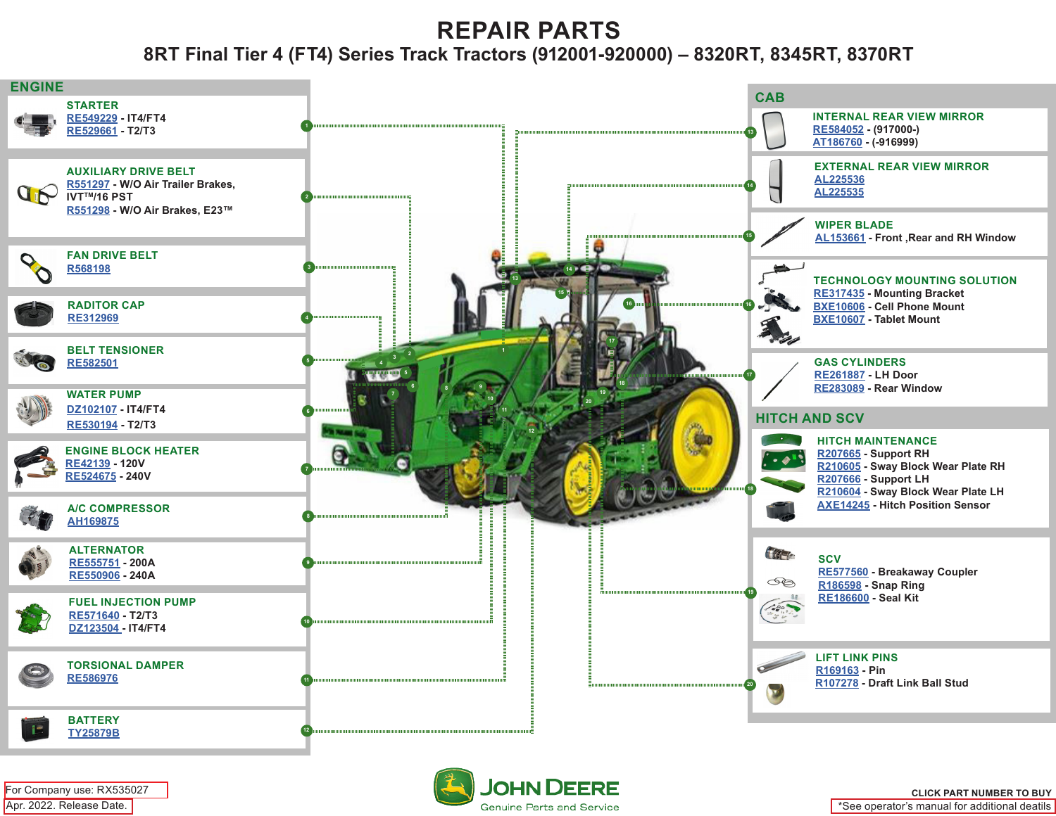# REPAIR PARTS

## 8RT Final Tier 4 (FT4) Series Track Tractors (912001-920000) – 8320RT, 8345RT, 8370RT

## ENGINE

**STARTER**
RE549229 - IT4/FT4
RE529661 - T2/T3

**AUXILIARY DRIVE BELT**
R551297 - W/O Air Trailer Brakes, IVT™/16 PST
R551298 - W/O Air Brakes, E23™

**FAN DRIVE BELT**
R568198

**RADITOR CAP**
RE312969

**BELT TENSIONER**
RE582501

**WATER PUMP**
DZ102107 - IT4/FT4
RE530194 - T2/T3

**ENGINE BLOCK HEATER**
RE42139 - 120V
RE524675 - 240V

**A/C COMPRESSOR**
AH169875

**ALTERNATOR**
RE555751 - 200A
RE550906 - 240A

**FUEL INJECTION PUMP**
RE571640 - T2/T3
DZ123504 - IT4/FT4

**TORSIONAL DAMPER**
RE586976

**BATTERY**
TY25879B

## CAB

**INTERNAL REAR VIEW MIRROR**
RE584052 - (917000-)
AT186760 - (-916999)

**EXTERNAL REAR VIEW MIRROR**
AL225536
AL225535

**WIPER BLADE**
AL153661 - Front ,Rear and RH Window

**TECHNOLOGY MOUNTING SOLUTION**
RE317435 - Mounting Bracket
BXE10606 - Cell Phone Mount
BXE10607 - Tablet Mount

**GAS CYLINDERS**
RE261887 - LH Door
RE283089 - Rear Window

## HITCH AND SCV

**HITCH MAINTENANCE**
R207665 - Support RH
R210605 - Sway Block Wear Plate RH
R207666 - Support LH
R210604 - Sway Block Wear Plate LH
AXE14245 - Hitch Position Sensor

**SCV**
RE577560 - Breakaway Coupler
R186598 - Snap Ring
RE186600 - Seal Kit

**LIFT LINK PINS**
R169163 - Pin
R107278 - Draft Link Ball Stud

For Company use: RX535027
Apr. 2022. Release Date.

JOHN DEERE
Genuine Parts and Service

CLICK PART NUMBER TO BUY
*See operator's manual for additional deatils